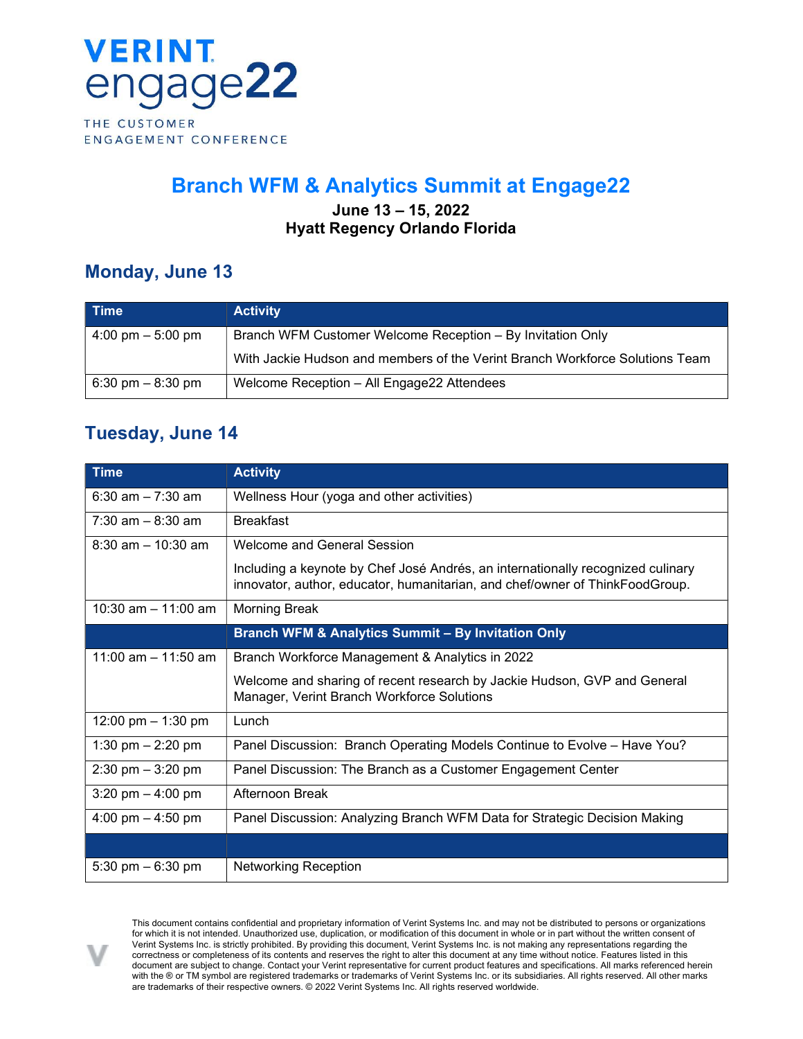VERINT
engage22
THE CUSTOMER ENGAGEMENT CONFERENCE

# Branch WFM & Analytics Summit at Engage22

**June 13 – 15, 2022**
**Hyatt Regency Orlando Florida**

## Monday, June 13

| Time | Activity |
|---|---|
| 4:00 pm – 5:00 pm | Branch WFM Customer Welcome Reception – By Invitation Only<br>With Jackie Hudson and members of the Verint Branch Workforce Solutions Team |
| 6:30 pm – 8:30 pm | Welcome Reception – All Engage22 Attendees |

## Tuesday, June 14

| Time | Activity |
|---|---|
| 6:30 am – 7:30 am | Wellness Hour (yoga and other activities) |
| 7:30 am – 8:30 am | Breakfast |
| 8:30 am – 10:30 am | Welcome and General Session<br>Including a keynote by Chef José Andrés, an internationally recognized culinary innovator, author, educator, humanitarian, and chef/owner of ThinkFoodGroup. |
| 10:30 am – 11:00 am | Morning Break |
| | **Branch WFM & Analytics Summit – By Invitation Only** |
| 11:00 am – 11:50 am | Branch Workforce Management & Analytics in 2022<br>Welcome and sharing of recent research by Jackie Hudson, GVP and General Manager, Verint Branch Workforce Solutions |
| 12:00 pm – 1:30 pm | Lunch |
| 1:30 pm – 2:20 pm | Panel Discussion: Branch Operating Models Continue to Evolve – Have You? |
| 2:30 pm – 3:20 pm | Panel Discussion: The Branch as a Customer Engagement Center |
| 3:20 pm – 4:00 pm | Afternoon Break |
| 4:00 pm – 4:50 pm | Panel Discussion: Analyzing Branch WFM Data for Strategic Decision Making |
| | |
| 5:30 pm – 6:30 pm | Networking Reception |

This document contains confidential and proprietary information of Verint Systems Inc. and may not be distributed to persons or organizations for which it is not intended. Unauthorized use, duplication, or modification of this document in whole or in part without the written consent of Verint Systems Inc. is strictly prohibited. By providing this document, Verint Systems Inc. is not making any representations regarding the correctness or completeness of its contents and reserves the right to alter this document at any time without notice. Features listed in this document are subject to change. Contact your Verint representative for current product features and specifications. All marks referenced herein with the ® or TM symbol are registered trademarks or trademarks of Verint Systems Inc. or its subsidiaries. All rights reserved. All other marks are trademarks of their respective owners. © 2022 Verint Systems Inc. All rights reserved worldwide.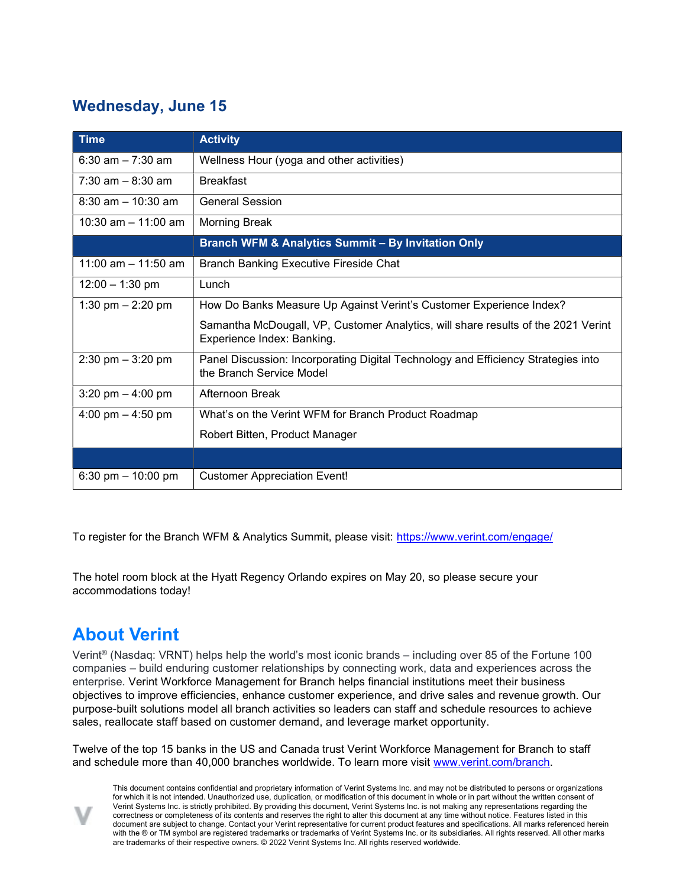## Wednesday, June 15

| Time | Activity |
| --- | --- |
| 6:30 am – 7:30 am | Wellness Hour (yoga and other activities) |
| 7:30 am – 8:30 am | Breakfast |
| 8:30 am – 10:30 am | General Session |
| 10:30 am – 11:00 am | Morning Break |
| | **Branch WFM & Analytics Summit – By Invitation Only** |
| 11:00 am – 11:50 am | Branch Banking Executive Fireside Chat |
| 12:00 – 1:30 pm | Lunch |
| 1:30 pm – 2:20 pm | How Do Banks Measure Up Against Verint's Customer Experience Index? Samantha McDougall, VP, Customer Analytics, will share results of the 2021 Verint Experience Index: Banking. |
| 2:30 pm – 3:20 pm | Panel Discussion: Incorporating Digital Technology and Efficiency Strategies into the Branch Service Model |
| 3:20 pm – 4:00 pm | Afternoon Break |
| 4:00 pm – 4:50 pm | What's on the Verint WFM for Branch Product Roadmap Robert Bitten, Product Manager |
| | |
| 6:30 pm – 10:00 pm | Customer Appreciation Event! |

To register for the Branch WFM & Analytics Summit, please visit: https://www.verint.com/engage/

The hotel room block at the Hyatt Regency Orlando expires on May 20, so please secure your accommodations today!

# About Verint

Verint® (Nasdaq: VRNT) helps help the world's most iconic brands – including over 85 of the Fortune 100 companies – build enduring customer relationships by connecting work, data and experiences across the enterprise. Verint Workforce Management for Branch helps financial institutions meet their business objectives to improve efficiencies, enhance customer experience, and drive sales and revenue growth. Our purpose-built solutions model all branch activities so leaders can staff and schedule resources to achieve sales, reallocate staff based on customer demand, and leverage market opportunity.

Twelve of the top 15 banks in the US and Canada trust Verint Workforce Management for Branch to staff and schedule more than 40,000 branches worldwide. To learn more visit www.verint.com/branch.

This document contains confidential and proprietary information of Verint Systems Inc. and may not be distributed to persons or organizations for which it is not intended. Unauthorized use, duplication, or modification of this document in whole or in part without the written consent of Verint Systems Inc. is strictly prohibited. By providing this document, Verint Systems Inc. is not making any representations regarding the correctness or completeness of its contents and reserves the right to alter this document at any time without notice. Features listed in this document are subject to change. Contact your Verint representative for current product features and specifications. All marks referenced herein with the ® or TM symbol are registered trademarks or trademarks of Verint Systems Inc. or its subsidiaries. All rights reserved. All other marks are trademarks of their respective owners. © 2022 Verint Systems Inc. All rights reserved worldwide.